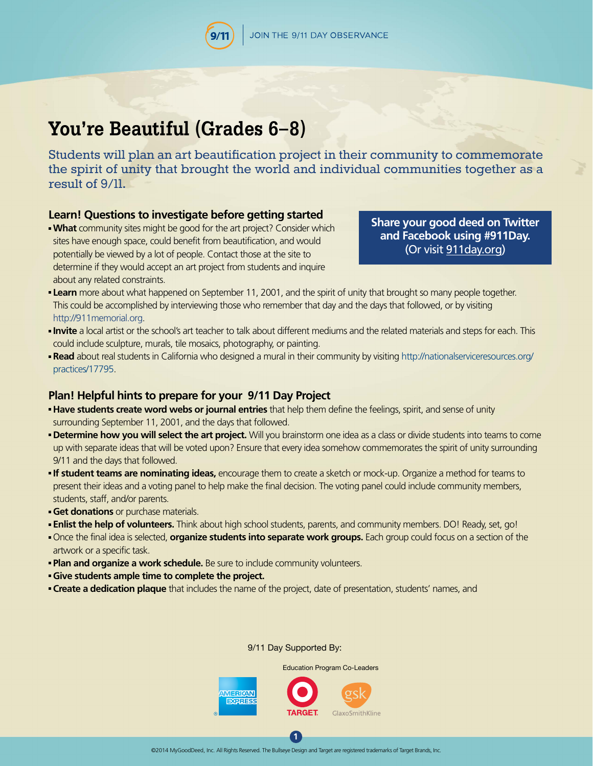JOIN THE 9/11 DAY OBSERVANCE

# You're Beautiful (Grades 6–8)

Students will plan an art beautification project in their community to commemorate the spirit of unity that brought the world and individual communities together as a result of 9/11.

**Share your good deed on Twitter and Facebook using #911Day. (Or visit 911day.org)**

## Learn! Questions to investigate before getting started

- **What** community sites might be good for the art project? Consider which sites have enough space, could benefit from beautification, and would potentially be viewed by a lot of people. Contact those at the site to determine if they would accept an art project from students and inquire about any related constraints.
- **Learn** more about what happened on September 11, 2001, and the spirit of unity that brought so many people together. This could be accomplished by interviewing those who remember that day and the days that followed, or by visiting http://911memorial.org.
- **Invite** a local artist or the school's art teacher to talk about different mediums and the related materials and steps for each. This could include sculpture, murals, tile mosaics, photography, or painting.
- **Read** about real students in California who designed a mural in their community by visiting http://nationalserviceresources.org/practices/17795.

## Plan! Helpful hints to prepare for your 9/11 Day Project

- **Have students create word webs or journal entries** that help them define the feelings, spirit, and sense of unity surrounding September 11, 2001, and the days that followed.
- **Determine how you will select the art project.** Will you brainstorm one idea as a class or divide students into teams to come up with separate ideas that will be voted upon? Ensure that every idea somehow commemorates the spirit of unity surrounding 9/11 and the days that followed.
- **If student teams are nominating ideas,** encourage them to create a sketch or mock-up. Organize a method for teams to present their ideas and a voting panel to help make the final decision. The voting panel could include community members, students, staff, and/or parents.
- **Get donations** or purchase materials.
- **Enlist the help of volunteers.** Think about high school students, parents, and community members. DO! Ready, set, go!
- Once the final idea is selected, **organize students into separate work groups.** Each group could focus on a section of the artwork or a specific task.
- **Plan and organize a work schedule.** Be sure to include community volunteers.
- **Give students ample time to complete the project.**
- **Create a dedication plaque** that includes the name of the project, date of presentation, students' names, and

9/11 Day Supported By:

Education Program Co-Leaders

AMERICAN EXPRESS · TARGET · GlaxoSmithKline

©2014 MyGoodDeed, Inc. All Rights Reserved. The Bullseye Design and Target are registered trademarks of Target Brands, Inc.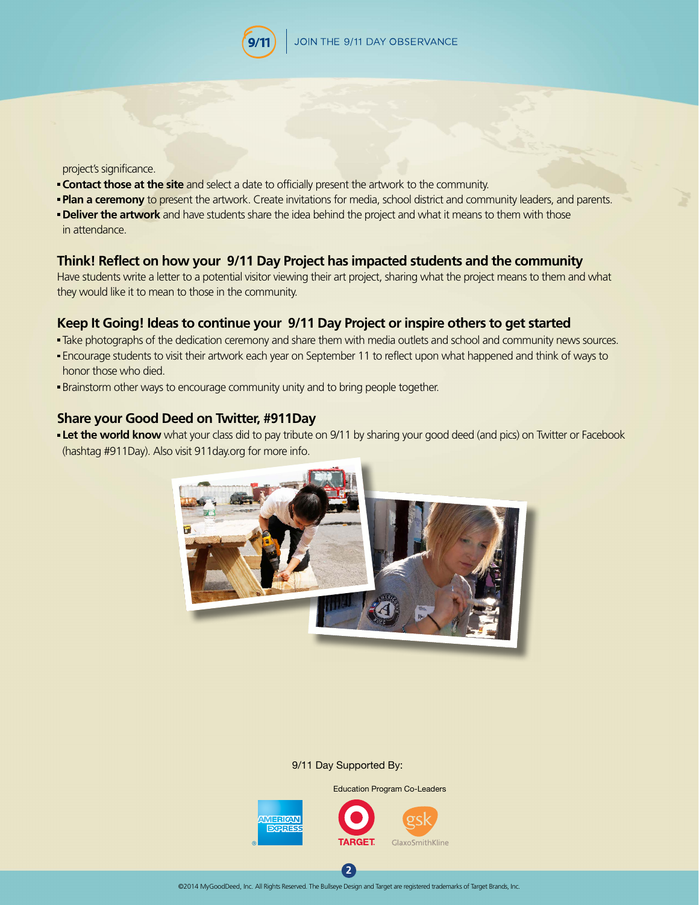project's significance.

- **Contact those at the site** and select a date to officially present the artwork to the community.
- **Plan a ceremony** to present the artwork. Create invitations for media, school district and community leaders, and parents.
- **Deliver the artwork** and have students share the idea behind the project and what it means to them with those in attendance.

## Think! Reflect on how your 9/11 Day Project has impacted students and the community

Have students write a letter to a potential visitor viewing their art project, sharing what the project means to them and what they would like it to mean to those in the community.

## Keep It Going! Ideas to continue your 9/11 Day Project or inspire others to get started

- Take photographs of the dedication ceremony and share them with media outlets and school and community news sources.
- Encourage students to visit their artwork each year on September 11 to reflect upon what happened and think of ways to honor those who died.
- Brainstorm other ways to encourage community unity and to bring people together.

## Share your Good Deed on Twitter, #911Day

- **Let the world know** what your class did to pay tribute on 9/11 by sharing your good deed (and pics) on Twitter or Facebook (hashtag #911Day). Also visit 911day.org for more info.

9/11 Day Supported By:

Education Program Co-Leaders

AMERICAN EXPRESS

TARGET

GlaxoSmithKline

©2014 MyGoodDeed, Inc. All Rights Reserved. The Bullseye Design and Target are registered trademarks of Target Brands, Inc.